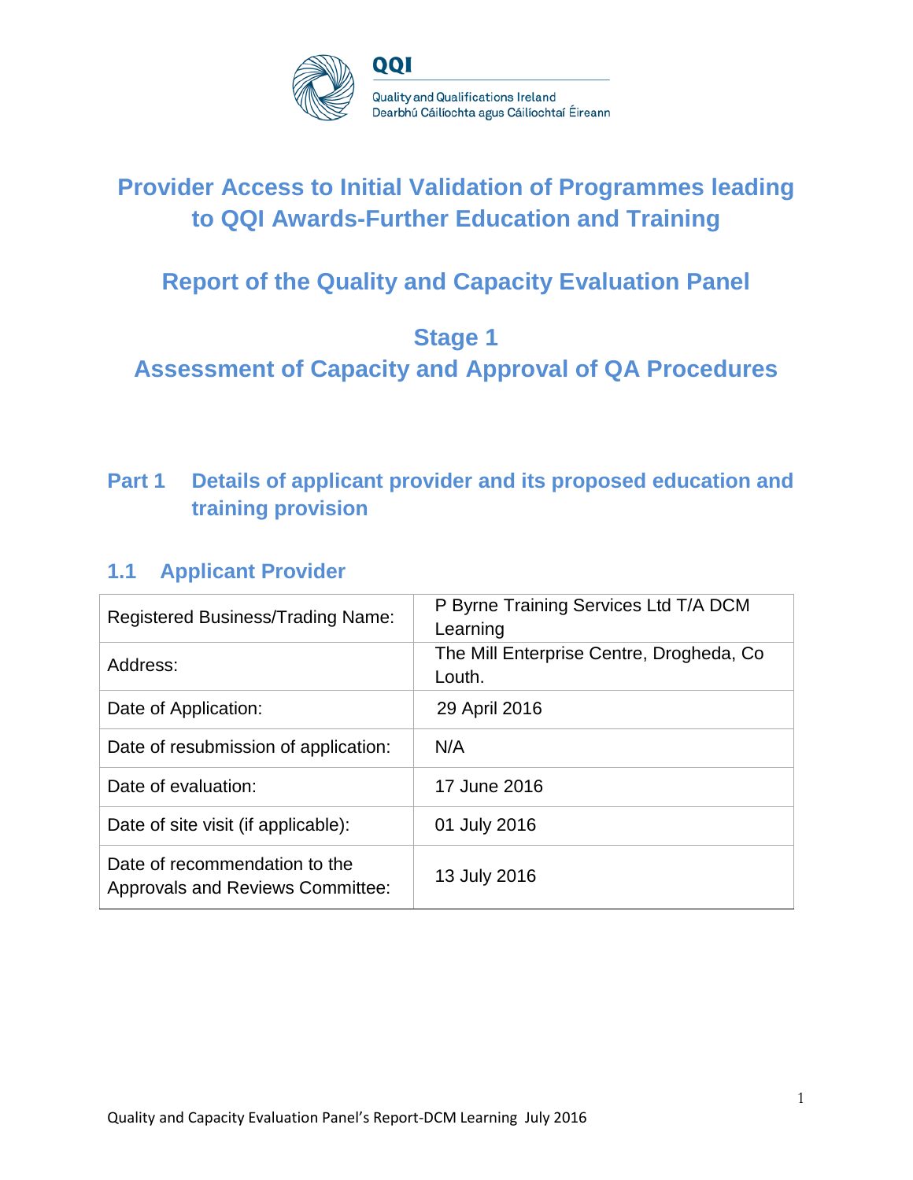QQI

Quality and Qualifications Ireland
Dearbhú Cáilíochta agus Cáilíochtaí Éireann

# Provider Access to Initial Validation of Programmes leading to QQI Awards-Further Education and Training

# Report of the Quality and Capacity Evaluation Panel

# Stage 1
# Assessment of Capacity and Approval of QA Procedures

## Part 1 Details of applicant provider and its proposed education and training provision

### 1.1 Applicant Provider

| | |
|---|---|
| Registered Business/Trading Name: | P Byrne Training Services Ltd T/A DCM Learning |
| Address: | The Mill Enterprise Centre, Drogheda, Co Louth. |
| Date of Application: | 29 April 2016 |
| Date of resubmission of application: | N/A |
| Date of evaluation: | 17 June 2016 |
| Date of site visit (if applicable): | 01 July 2016 |
| Date of recommendation to the Approvals and Reviews Committee: | 13 July 2016 |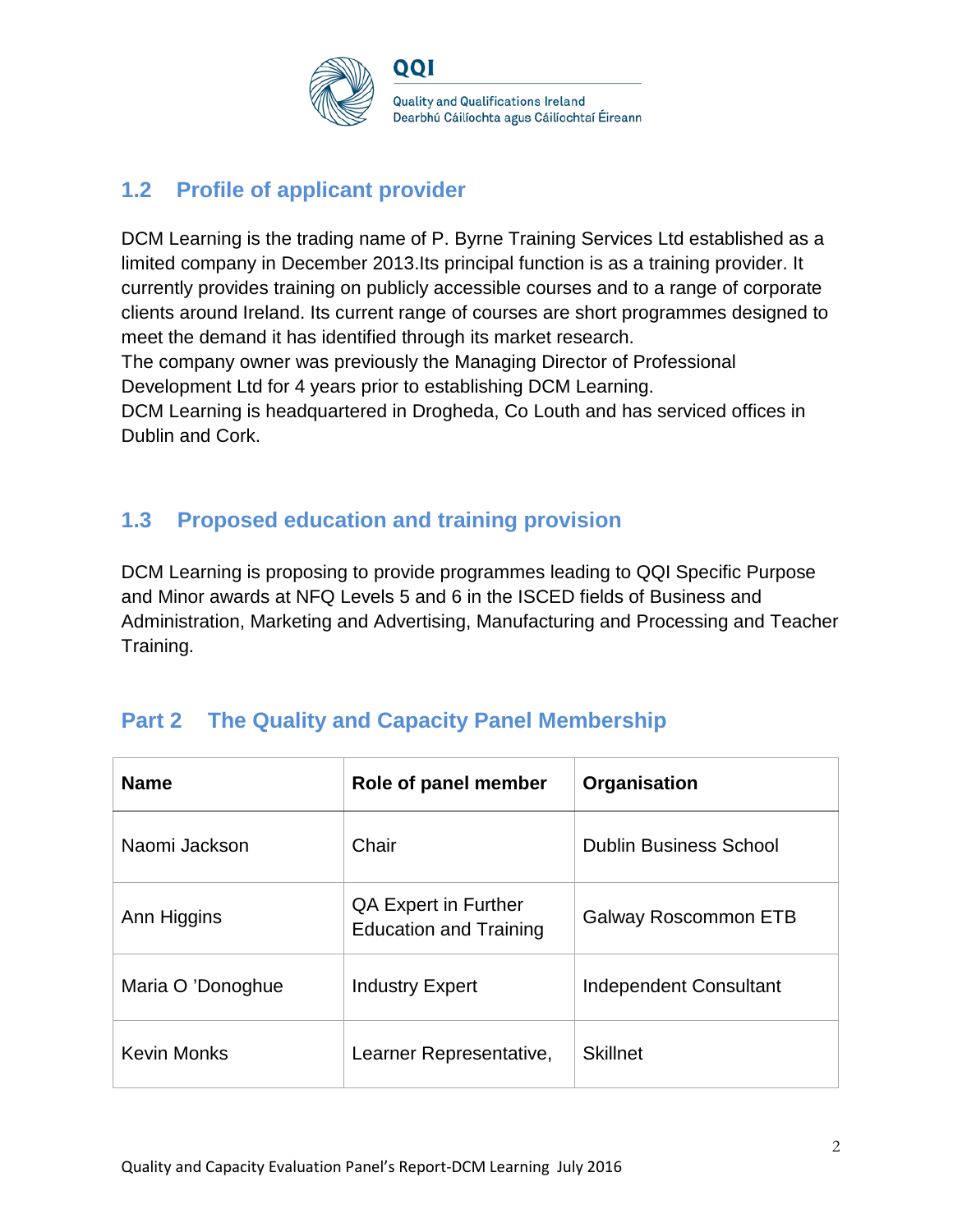## 1.2 Profile of applicant provider

DCM Learning is the trading name of P. Byrne Training Services Ltd established as a limited company in December 2013.Its principal function is as a training provider. It currently provides training on publicly accessible courses and to a range of corporate clients around Ireland. Its current range of courses are short programmes designed to meet the demand it has identified through its market research.
The company owner was previously the Managing Director of Professional Development Ltd for 4 years prior to establishing DCM Learning.
DCM Learning is headquartered in Drogheda, Co Louth and has serviced offices in Dublin and Cork.

## 1.3 Proposed education and training provision

DCM Learning is proposing to provide programmes leading to QQI Specific Purpose and Minor awards at NFQ Levels 5 and 6 in the ISCED fields of Business and Administration, Marketing and Advertising, Manufacturing and Processing and Teacher Training.

# Part 2 The Quality and Capacity Panel Membership

| Name | Role of panel member | Organisation |
|---|---|---|
| Naomi Jackson | Chair | Dublin Business School |
| Ann Higgins | QA Expert in Further Education and Training | Galway Roscommon ETB |
| Maria O 'Donoghue | Industry Expert | Independent Consultant |
| Kevin Monks | Learner Representative, | Skillnet |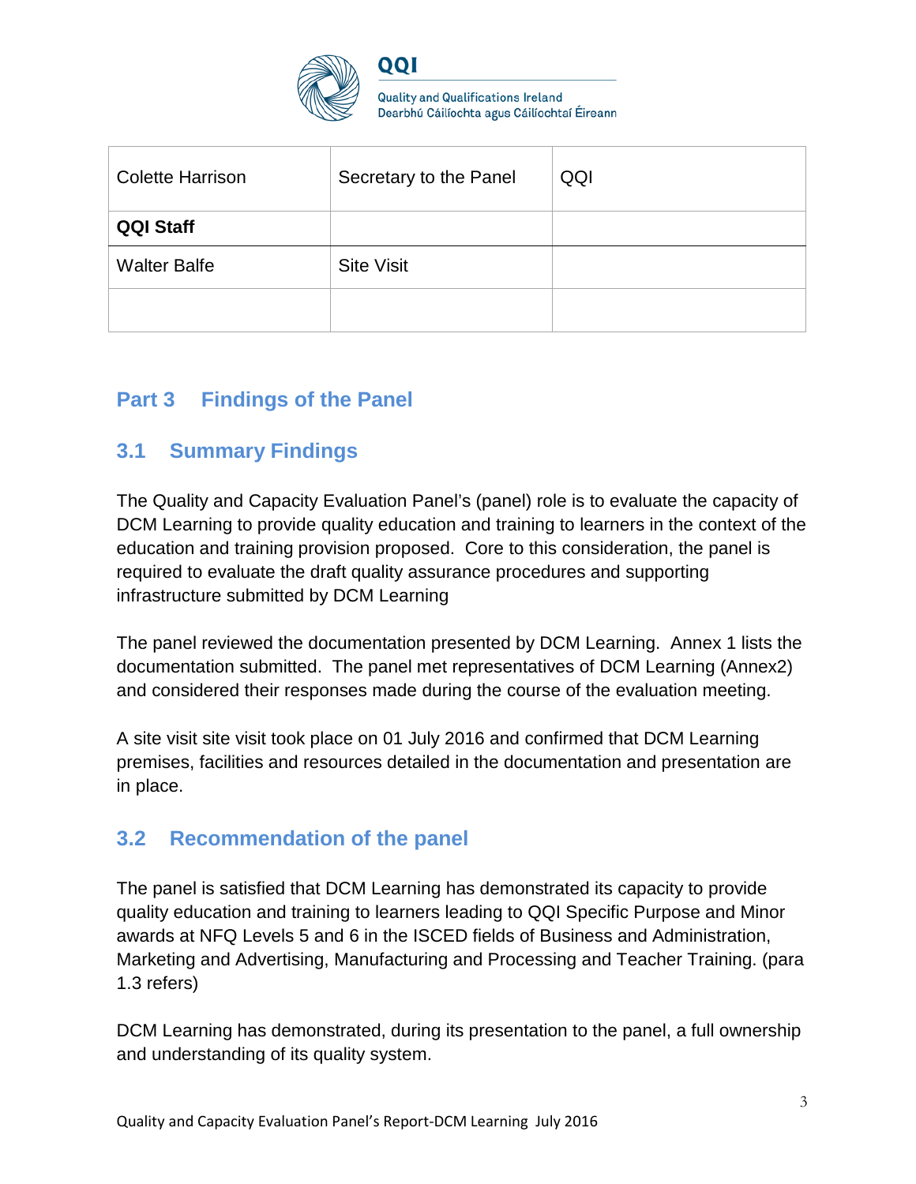| Colette Harrison | Secretary to the Panel | QQI |
| --- | --- | --- |
| **QQI Staff** | | |
| Walter Balfe | Site Visit | |
| | | |

# Part 3 Findings of the Panel

## 3.1 Summary Findings

The Quality and Capacity Evaluation Panel's (panel) role is to evaluate the capacity of DCM Learning to provide quality education and training to learners in the context of the education and training provision proposed. Core to this consideration, the panel is required to evaluate the draft quality assurance procedures and supporting infrastructure submitted by DCM Learning

The panel reviewed the documentation presented by DCM Learning. Annex 1 lists the documentation submitted. The panel met representatives of DCM Learning (Annex2) and considered their responses made during the course of the evaluation meeting.

A site visit site visit took place on 01 July 2016 and confirmed that DCM Learning premises, facilities and resources detailed in the documentation and presentation are in place.

## 3.2 Recommendation of the panel

The panel is satisfied that DCM Learning has demonstrated its capacity to provide quality education and training to learners leading to QQI Specific Purpose and Minor awards at NFQ Levels 5 and 6 in the ISCED fields of Business and Administration, Marketing and Advertising, Manufacturing and Processing and Teacher Training. (para 1.3 refers)

DCM Learning has demonstrated, during its presentation to the panel, a full ownership and understanding of its quality system.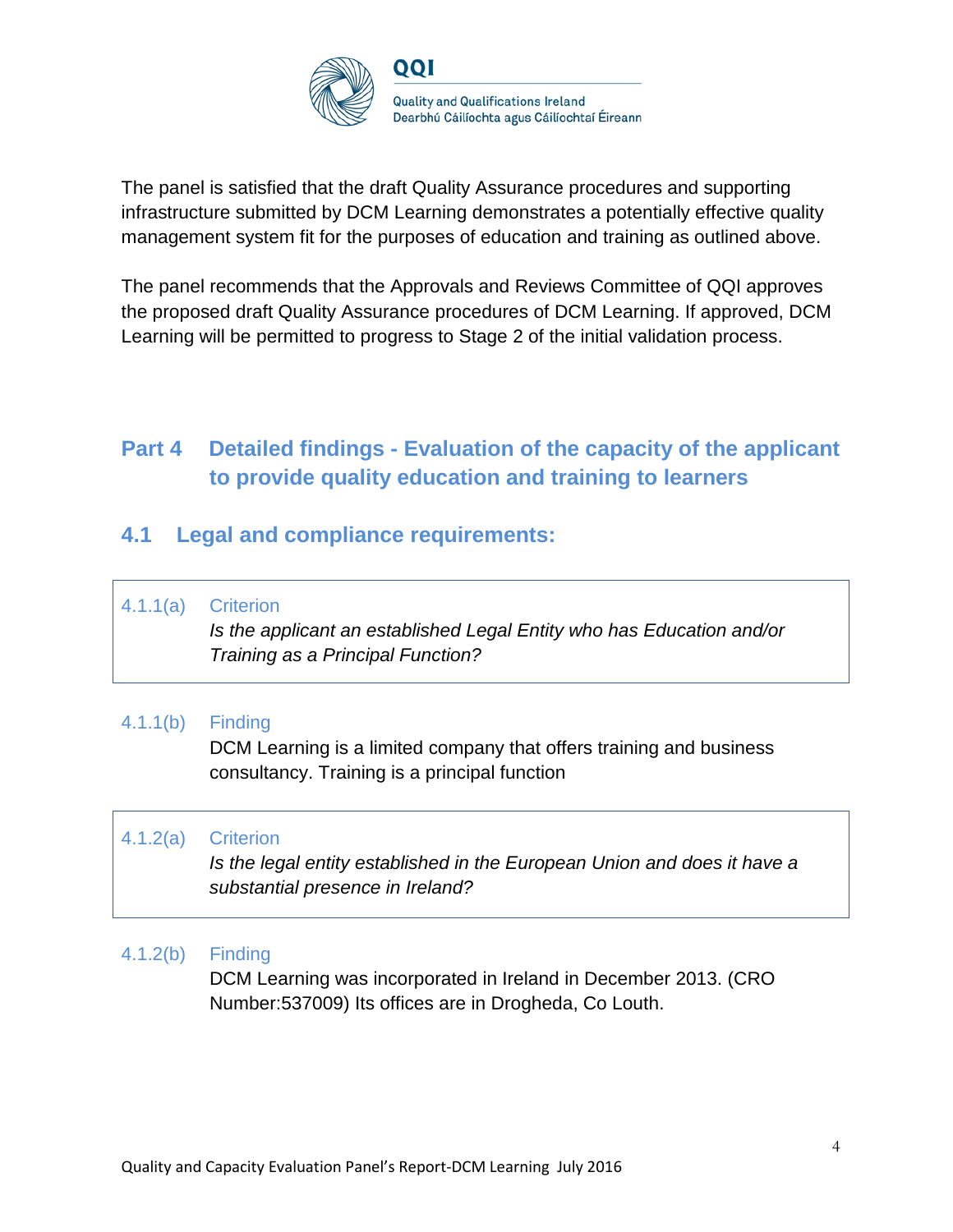The panel is satisfied that the draft Quality Assurance procedures and supporting infrastructure submitted by DCM Learning demonstrates a potentially effective quality management system fit for the purposes of education and training as outlined above.

The panel recommends that the Approvals and Reviews Committee of QQI approves the proposed draft Quality Assurance procedures of DCM Learning. If approved, DCM Learning will be permitted to progress to Stage 2 of the initial validation process.

# Part 4 Detailed findings - Evaluation of the capacity of the applicant to provide quality education and training to learners

## 4.1 Legal and compliance requirements:

**4.1.1(a) Criterion**

*Is the applicant an established Legal Entity who has Education and/or Training as a Principal Function?*

**4.1.1(b) Finding**

DCM Learning is a limited company that offers training and business consultancy. Training is a principal function

**4.1.2(a) Criterion**

*Is the legal entity established in the European Union and does it have a substantial presence in Ireland?*

**4.1.2(b) Finding**

DCM Learning was incorporated in Ireland in December 2013. (CRO Number:537009) Its offices are in Drogheda, Co Louth.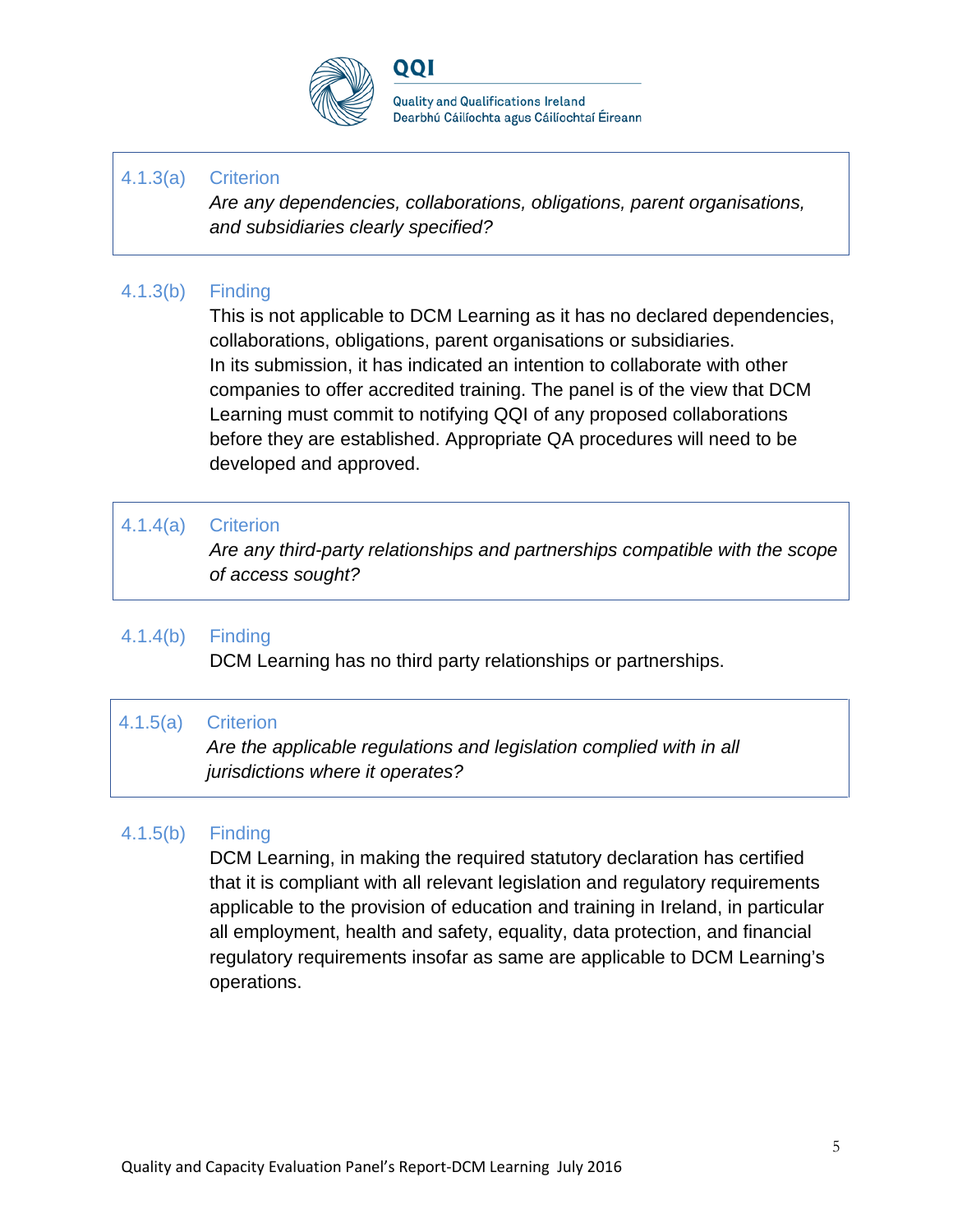4.1.3(a) Criterion

*Are any dependencies, collaborations, obligations, parent organisations, and subsidiaries clearly specified?*

4.1.3(b) Finding

This is not applicable to DCM Learning as it has no declared dependencies, collaborations, obligations, parent organisations or subsidiaries.
In its submission, it has indicated an intention to collaborate with other companies to offer accredited training. The panel is of the view that DCM Learning must commit to notifying QQI of any proposed collaborations before they are established. Appropriate QA procedures will need to be developed and approved.

4.1.4(a) Criterion

*Are any third-party relationships and partnerships compatible with the scope of access sought?*

4.1.4(b) Finding

DCM Learning has no third party relationships or partnerships.

4.1.5(a) Criterion

*Are the applicable regulations and legislation complied with in all jurisdictions where it operates?*

4.1.5(b) Finding

DCM Learning, in making the required statutory declaration has certified that it is compliant with all relevant legislation and regulatory requirements applicable to the provision of education and training in Ireland, in particular all employment, health and safety, equality, data protection, and financial regulatory requirements insofar as same are applicable to DCM Learning's operations.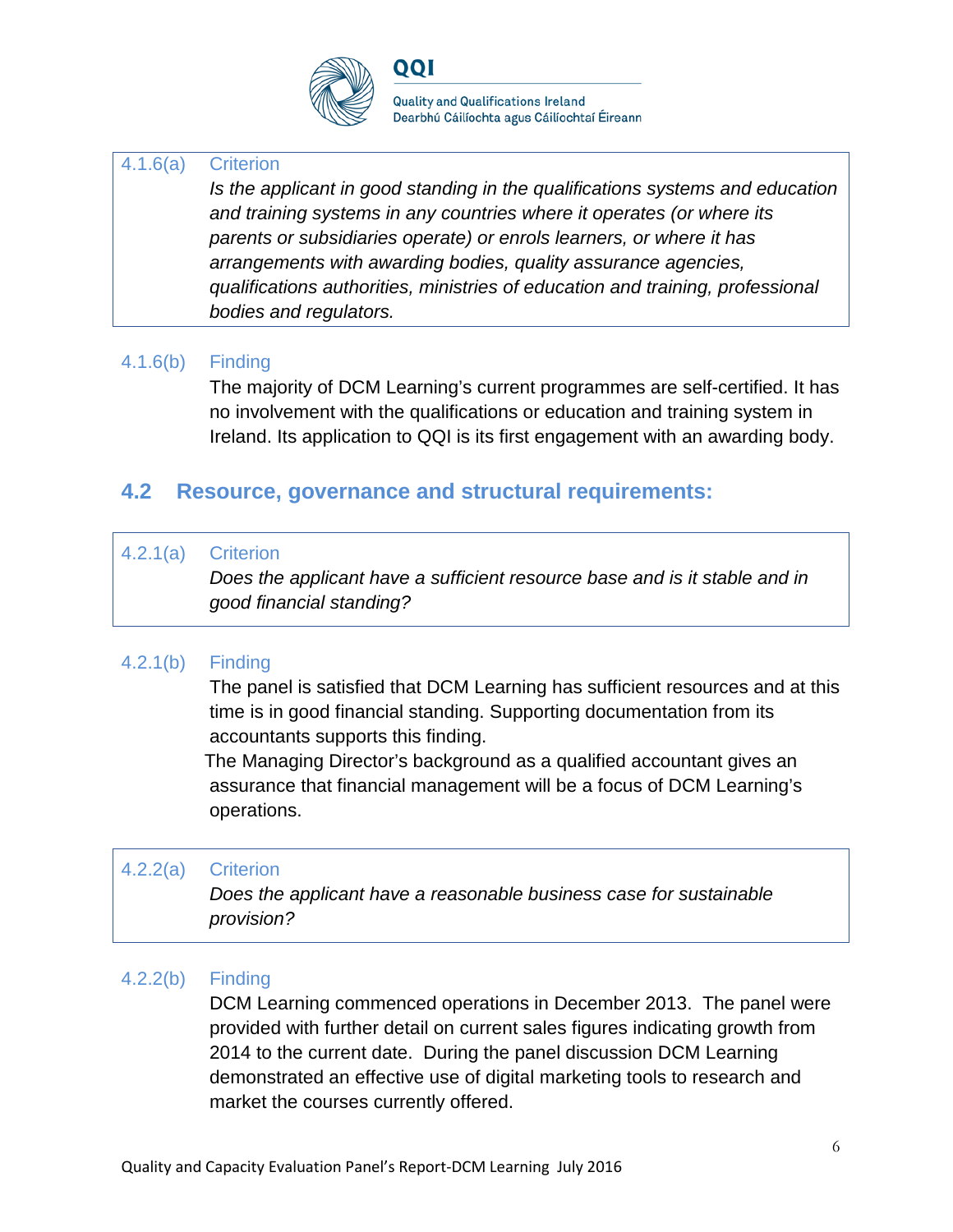**4.1.6(a) Criterion**

*Is the applicant in good standing in the qualifications systems and education and training systems in any countries where it operates (or where its parents or subsidiaries operate) or enrols learners, or where it has arrangements with awarding bodies, quality assurance agencies, qualifications authorities, ministries of education and training, professional bodies and regulators.*

**4.1.6(b) Finding**

The majority of DCM Learning's current programmes are self-certified. It has no involvement with the qualifications or education and training system in Ireland. Its application to QQI is its first engagement with an awarding body.

## 4.2 Resource, governance and structural requirements:

**4.2.1(a) Criterion**

*Does the applicant have a sufficient resource base and is it stable and in good financial standing?*

**4.2.1(b) Finding**

The panel is satisfied that DCM Learning has sufficient resources and at this time is in good financial standing. Supporting documentation from its accountants supports this finding.

The Managing Director's background as a qualified accountant gives an assurance that financial management will be a focus of DCM Learning's operations.

**4.2.2(a) Criterion**

*Does the applicant have a reasonable business case for sustainable provision?*

**4.2.2(b) Finding**

DCM Learning commenced operations in December 2013. The panel were provided with further detail on current sales figures indicating growth from 2014 to the current date. During the panel discussion DCM Learning demonstrated an effective use of digital marketing tools to research and market the courses currently offered.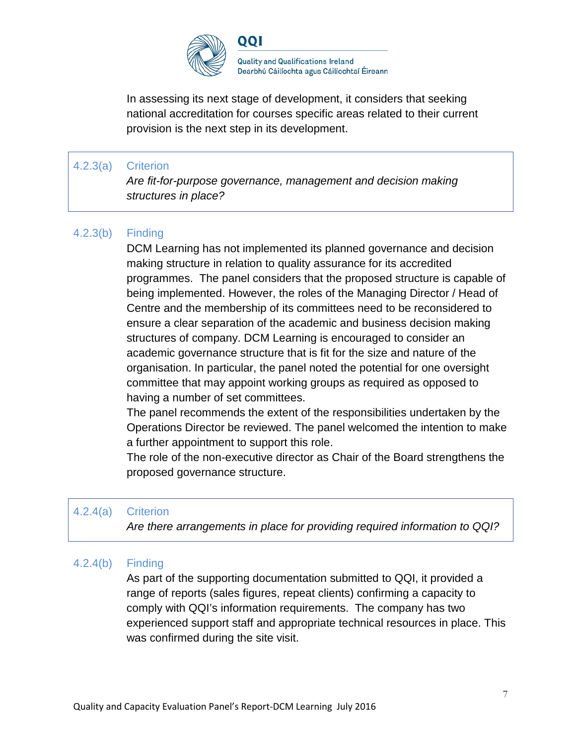In assessing its next stage of development, it considers that seeking national accreditation for courses specific areas related to their current provision is the next step in its development.

| 4.2.3(a) | Criterion |
|---|---|
| | *Are fit-for-purpose governance, management and decision making structures in place?* |

**4.2.3(b) Finding**

DCM Learning has not implemented its planned governance and decision making structure in relation to quality assurance for its accredited programmes. The panel considers that the proposed structure is capable of being implemented. However, the roles of the Managing Director / Head of Centre and the membership of its committees need to be reconsidered to ensure a clear separation of the academic and business decision making structures of company. DCM Learning is encouraged to consider an academic governance structure that is fit for the size and nature of the organisation. In particular, the panel noted the potential for one oversight committee that may appoint working groups as required as opposed to having a number of set committees.

The panel recommends the extent of the responsibilities undertaken by the Operations Director be reviewed. The panel welcomed the intention to make a further appointment to support this role.

The role of the non-executive director as Chair of the Board strengthens the proposed governance structure.

| 4.2.4(a) | Criterion |
|---|---|
| | *Are there arrangements in place for providing required information to QQI?* |

**4.2.4(b) Finding**

As part of the supporting documentation submitted to QQI, it provided a range of reports (sales figures, repeat clients) confirming a capacity to comply with QQI's information requirements. The company has two experienced support staff and appropriate technical resources in place. This was confirmed during the site visit.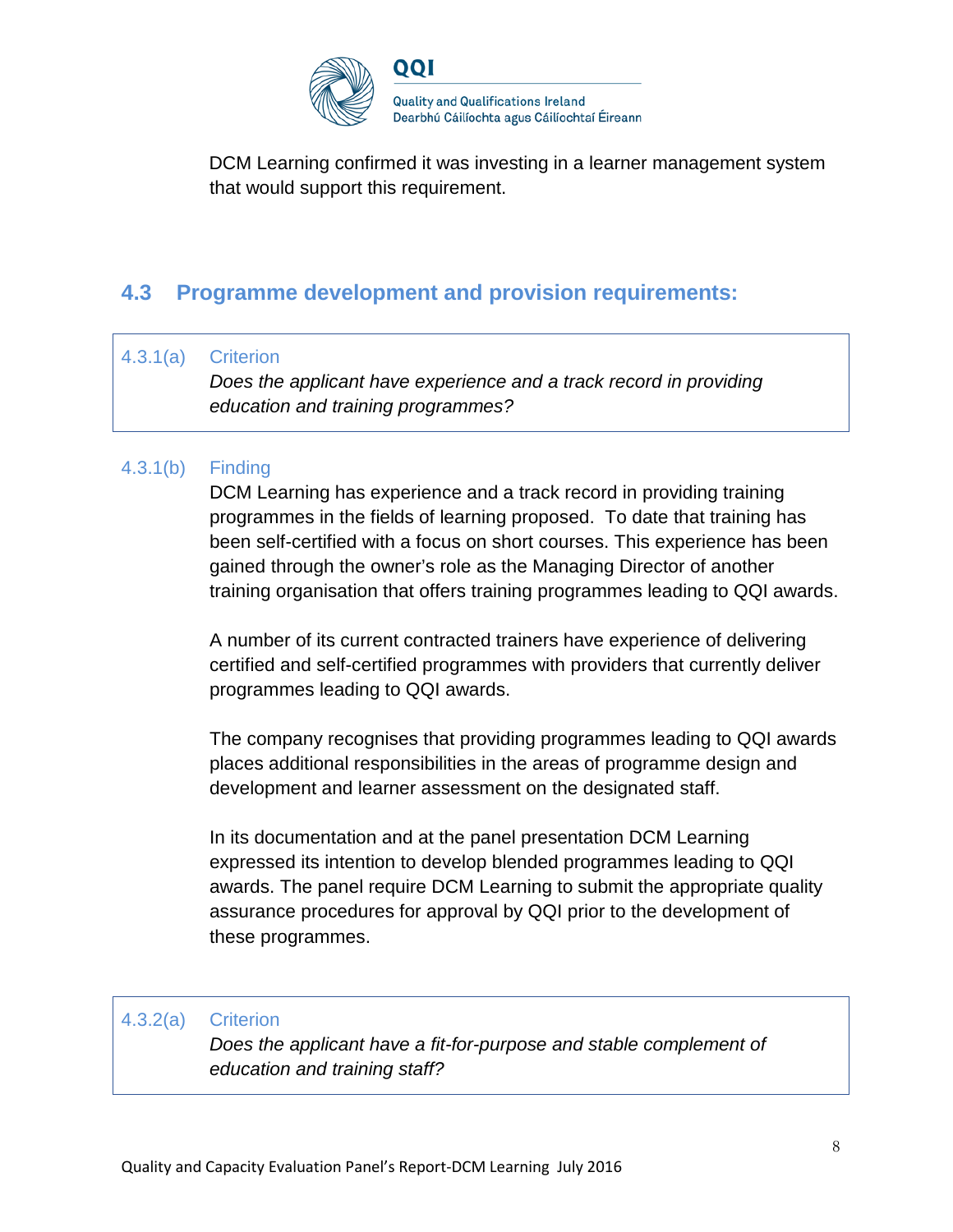DCM Learning confirmed it was investing in a learner management system that would support this requirement.

## 4.3 Programme development and provision requirements:

4.3.1(a) Criterion

*Does the applicant have experience and a track record in providing education and training programmes?*

4.3.1(b) Finding

DCM Learning has experience and a track record in providing training programmes in the fields of learning proposed. To date that training has been self-certified with a focus on short courses. This experience has been gained through the owner's role as the Managing Director of another training organisation that offers training programmes leading to QQI awards.

A number of its current contracted trainers have experience of delivering certified and self-certified programmes with providers that currently deliver programmes leading to QQI awards.

The company recognises that providing programmes leading to QQI awards places additional responsibilities in the areas of programme design and development and learner assessment on the designated staff.

In its documentation and at the panel presentation DCM Learning expressed its intention to develop blended programmes leading to QQI awards. The panel require DCM Learning to submit the appropriate quality assurance procedures for approval by QQI prior to the development of these programmes.

4.3.2(a) Criterion

*Does the applicant have a fit-for-purpose and stable complement of education and training staff?*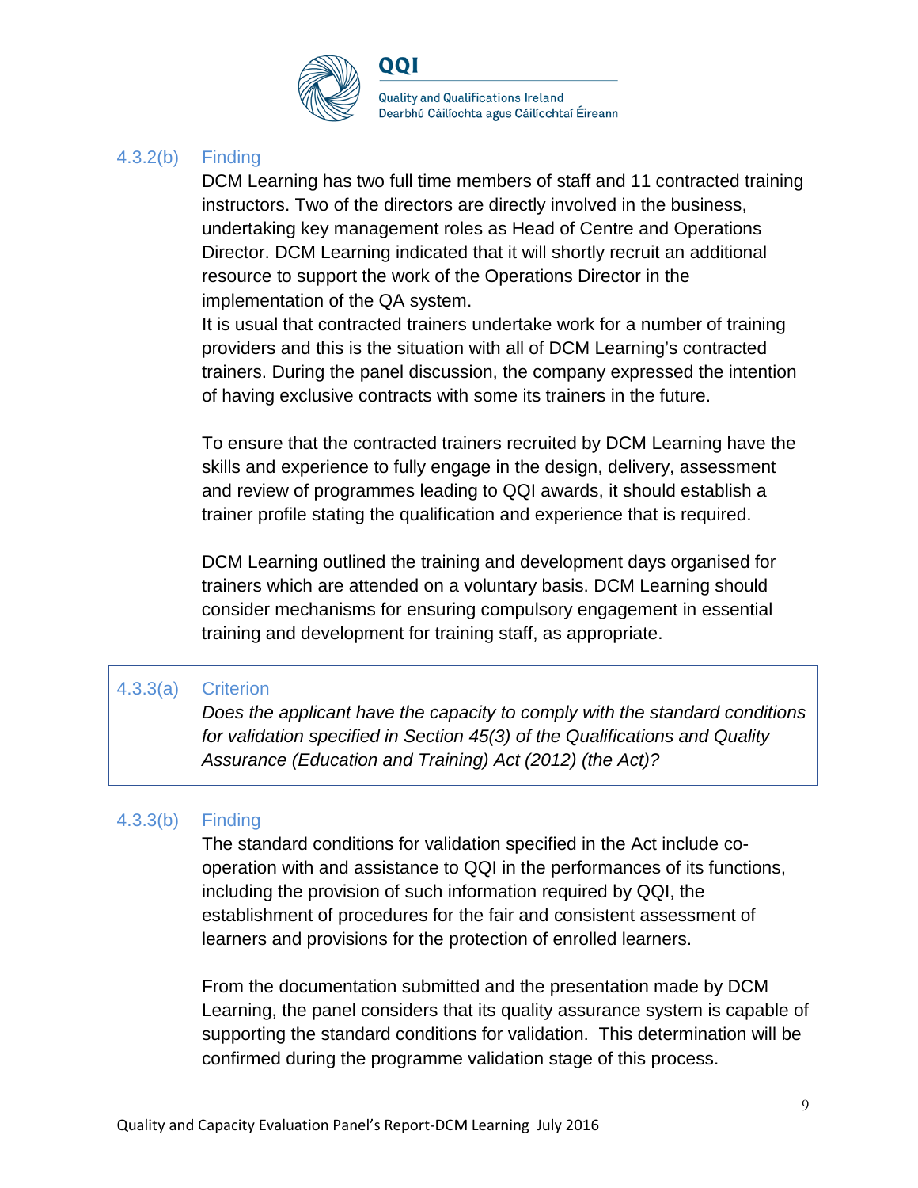### 4.3.2(b) Finding

DCM Learning has two full time members of staff and 11 contracted training instructors. Two of the directors are directly involved in the business, undertaking key management roles as Head of Centre and Operations Director. DCM Learning indicated that it will shortly recruit an additional resource to support the work of the Operations Director in the implementation of the QA system.

It is usual that contracted trainers undertake work for a number of training providers and this is the situation with all of DCM Learning's contracted trainers. During the panel discussion, the company expressed the intention of having exclusive contracts with some its trainers in the future.

To ensure that the contracted trainers recruited by DCM Learning have the skills and experience to fully engage in the design, delivery, assessment and review of programmes leading to QQI awards, it should establish a trainer profile stating the qualification and experience that is required.

DCM Learning outlined the training and development days organised for trainers which are attended on a voluntary basis. DCM Learning should consider mechanisms for ensuring compulsory engagement in essential training and development for training staff, as appropriate.

### 4.3.3(a) Criterion

*Does the applicant have the capacity to comply with the standard conditions for validation specified in Section 45(3) of the Qualifications and Quality Assurance (Education and Training) Act (2012) (the Act)?*

### 4.3.3(b) Finding

The standard conditions for validation specified in the Act include co-operation with and assistance to QQI in the performances of its functions, including the provision of such information required by QQI, the establishment of procedures for the fair and consistent assessment of learners and provisions for the protection of enrolled learners.

From the documentation submitted and the presentation made by DCM Learning, the panel considers that its quality assurance system is capable of supporting the standard conditions for validation. This determination will be confirmed during the programme validation stage of this process.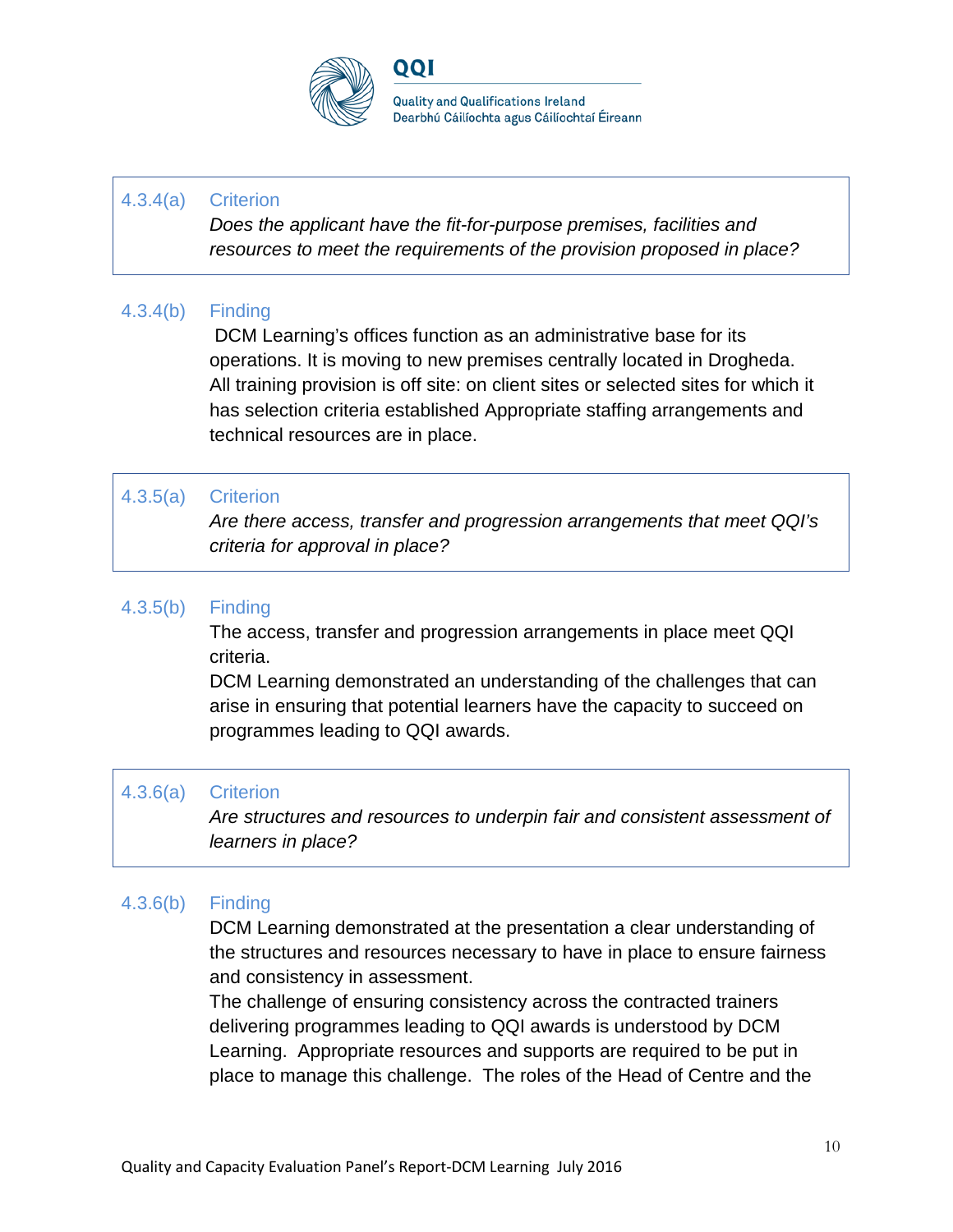| | |
|---|---|
| 4.3.4(a) | Criterion<br>*Does the applicant have the fit-for-purpose premises, facilities and resources to meet the requirements of the provision proposed in place?* |

4.3.4(b) Finding

DCM Learning's offices function as an administrative base for its operations. It is moving to new premises centrally located in Drogheda. All training provision is off site: on client sites or selected sites for which it has selection criteria established Appropriate staffing arrangements and technical resources are in place.

| | |
|---|---|
| 4.3.5(a) | Criterion<br>*Are there access, transfer and progression arrangements that meet QQI's criteria for approval in place?* |

4.3.5(b) Finding

The access, transfer and progression arrangements in place meet QQI criteria.

DCM Learning demonstrated an understanding of the challenges that can arise in ensuring that potential learners have the capacity to succeed on programmes leading to QQI awards.

| | |
|---|---|
| 4.3.6(a) | Criterion<br>*Are structures and resources to underpin fair and consistent assessment of learners in place?* |

4.3.6(b) Finding

DCM Learning demonstrated at the presentation a clear understanding of the structures and resources necessary to have in place to ensure fairness and consistency in assessment.

The challenge of ensuring consistency across the contracted trainers delivering programmes leading to QQI awards is understood by DCM Learning. Appropriate resources and supports are required to be put in place to manage this challenge. The roles of the Head of Centre and the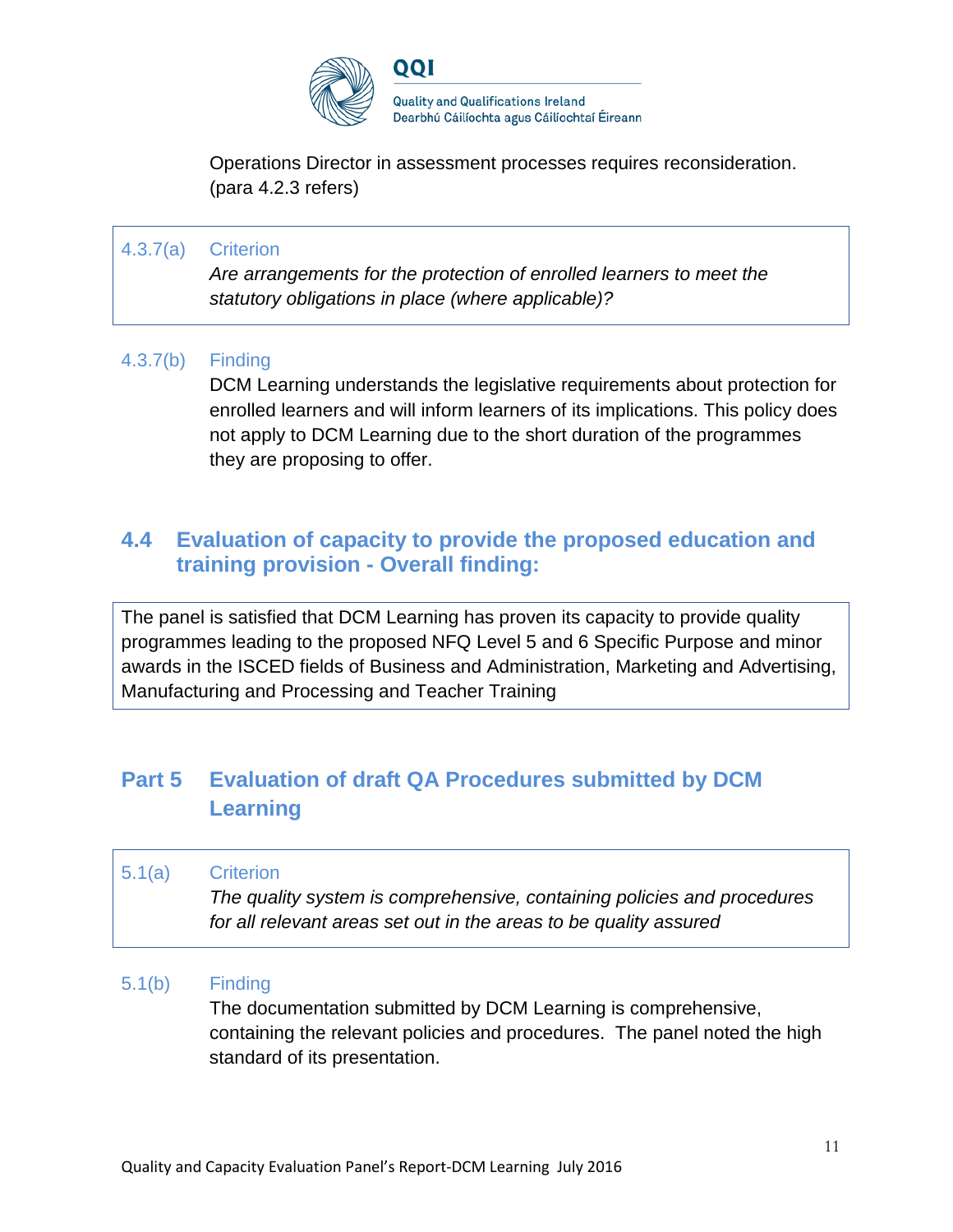Operations Director in assessment processes requires reconsideration. (para 4.2.3 refers)

| 4.3.7(a) | Criterion<br>*Are arrangements for the protection of enrolled learners to meet the statutory obligations in place (where applicable)?* |
|---|---|

4.3.7(b) Finding

DCM Learning understands the legislative requirements about protection for enrolled learners and will inform learners of its implications. This policy does not apply to DCM Learning due to the short duration of the programmes they are proposing to offer.

## 4.4 Evaluation of capacity to provide the proposed education and training provision - Overall finding:

| The panel is satisfied that DCM Learning has proven its capacity to provide quality programmes leading to the proposed NFQ Level 5 and 6 Specific Purpose and minor awards in the ISCED fields of Business and Administration, Marketing and Advertising, Manufacturing and Processing and Teacher Training |
|---|

# Part 5 Evaluation of draft QA Procedures submitted by DCM Learning

| 5.1(a) | Criterion<br>*The quality system is comprehensive, containing policies and procedures for all relevant areas set out in the areas to be quality assured* |
|---|---|

5.1(b) Finding

The documentation submitted by DCM Learning is comprehensive, containing the relevant policies and procedures. The panel noted the high standard of its presentation.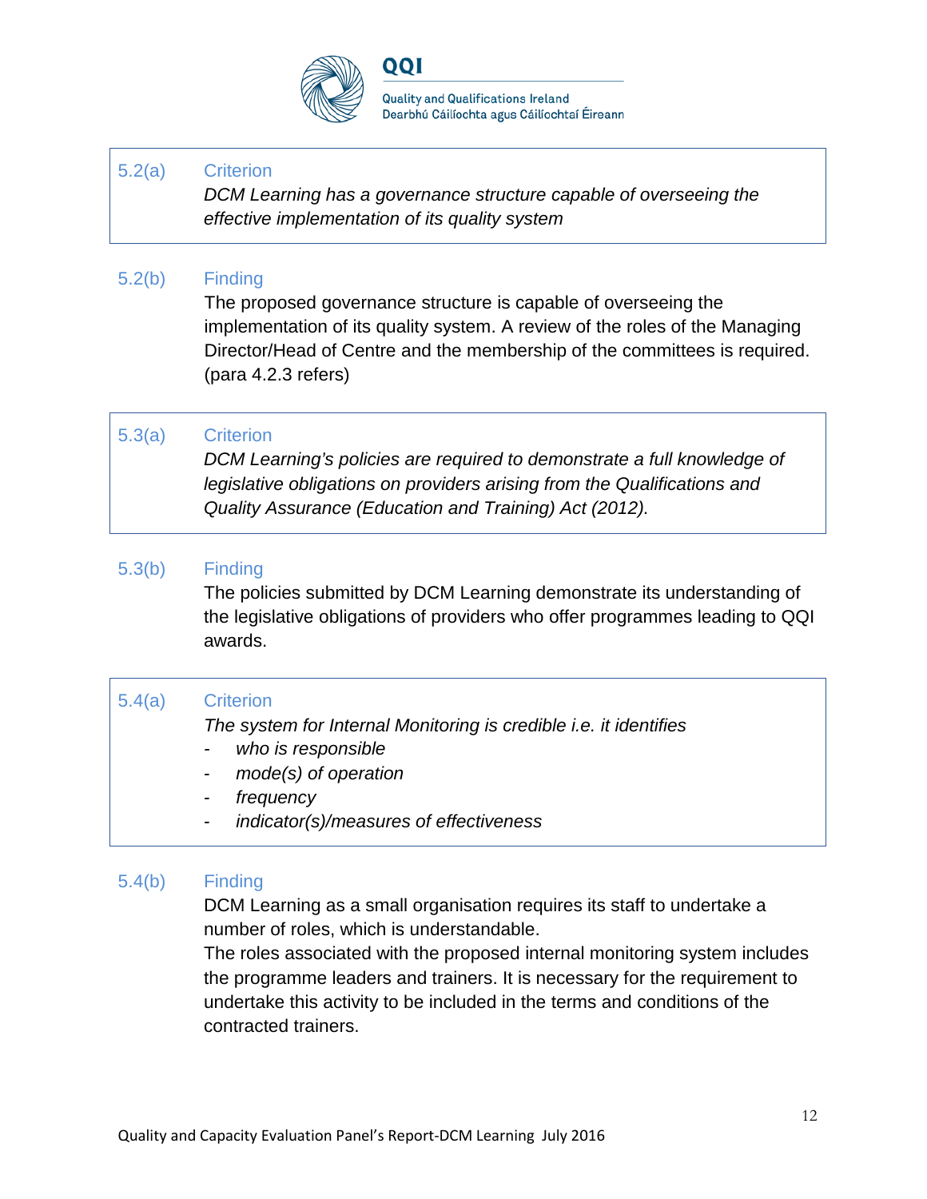**5.2(a) Criterion**

*DCM Learning has a governance structure capable of overseeing the effective implementation of its quality system*

**5.2(b) Finding**

The proposed governance structure is capable of overseeing the implementation of its quality system. A review of the roles of the Managing Director/Head of Centre and the membership of the committees is required. (para 4.2.3 refers)

**5.3(a) Criterion**

*DCM Learning's policies are required to demonstrate a full knowledge of legislative obligations on providers arising from the Qualifications and Quality Assurance (Education and Training) Act (2012).*

**5.3(b) Finding**

The policies submitted by DCM Learning demonstrate its understanding of the legislative obligations of providers who offer programmes leading to QQI awards.

**5.4(a) Criterion**

*The system for Internal Monitoring is credible i.e. it identifies*

- *who is responsible*
- *mode(s) of operation*
- *frequency*
- *indicator(s)/measures of effectiveness*

**5.4(b) Finding**

DCM Learning as a small organisation requires its staff to undertake a number of roles, which is understandable.

The roles associated with the proposed internal monitoring system includes the programme leaders and trainers. It is necessary for the requirement to undertake this activity to be included in the terms and conditions of the contracted trainers.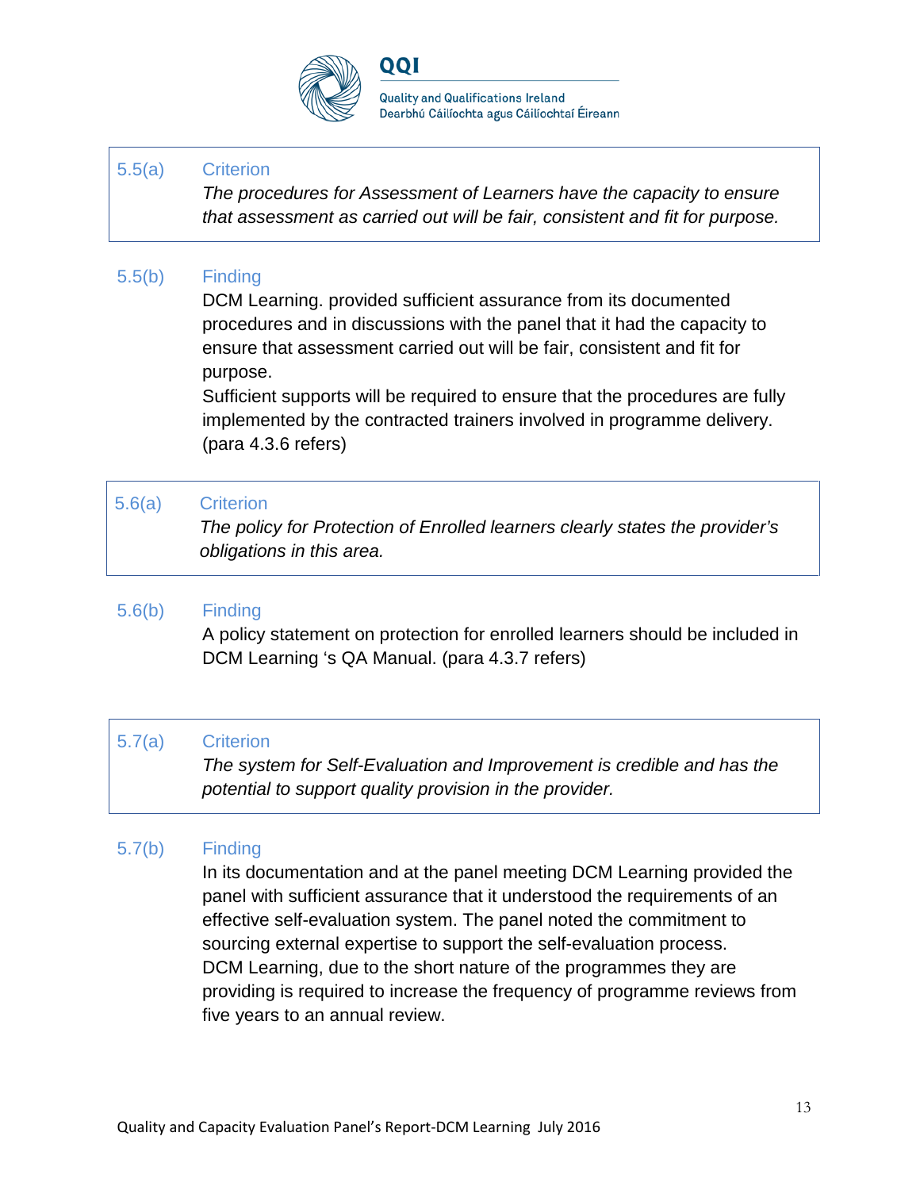**5.5(a) Criterion**

*The procedures for Assessment of Learners have the capacity to ensure that assessment as carried out will be fair, consistent and fit for purpose.*

**5.5(b) Finding**

DCM Learning. provided sufficient assurance from its documented procedures and in discussions with the panel that it had the capacity to ensure that assessment carried out will be fair, consistent and fit for purpose.

Sufficient supports will be required to ensure that the procedures are fully implemented by the contracted trainers involved in programme delivery. (para 4.3.6 refers)

**5.6(a) Criterion**

*The policy for Protection of Enrolled learners clearly states the provider's obligations in this area.*

**5.6(b) Finding**

A policy statement on protection for enrolled learners should be included in DCM Learning 's QA Manual. (para 4.3.7 refers)

**5.7(a) Criterion**

*The system for Self-Evaluation and Improvement is credible and has the potential to support quality provision in the provider.*

**5.7(b) Finding**

In its documentation and at the panel meeting DCM Learning provided the panel with sufficient assurance that it understood the requirements of an effective self-evaluation system. The panel noted the commitment to sourcing external expertise to support the self-evaluation process.

DCM Learning, due to the short nature of the programmes they are providing is required to increase the frequency of programme reviews from five years to an annual review.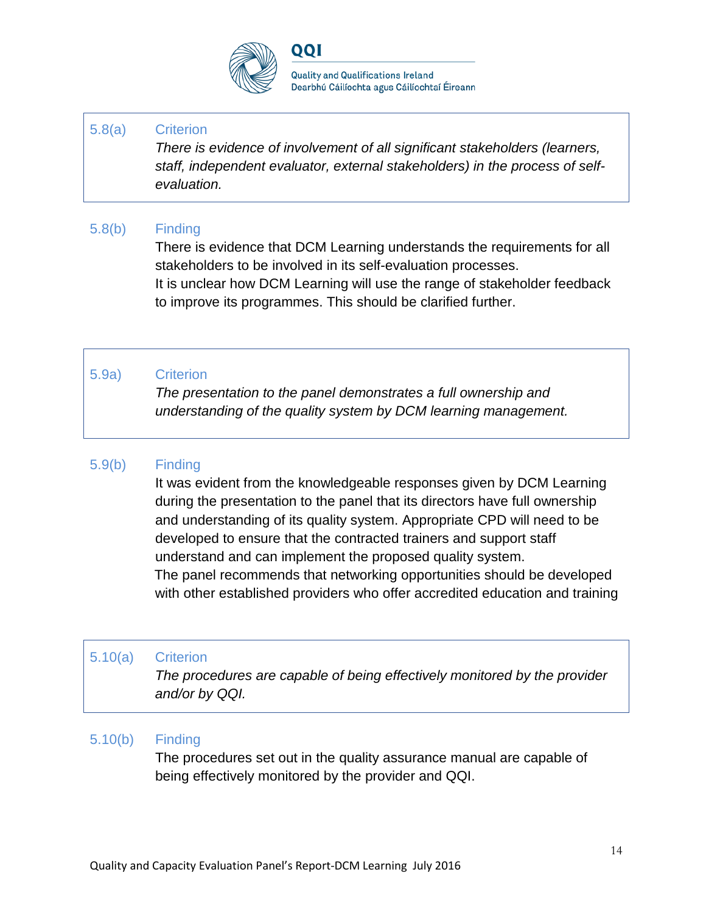5.8(a) **Criterion**

*There is evidence of involvement of all significant stakeholders (learners, staff, independent evaluator, external stakeholders) in the process of self-evaluation.*

5.8(b) **Finding**

There is evidence that DCM Learning understands the requirements for all stakeholders to be involved in its self-evaluation processes.
It is unclear how DCM Learning will use the range of stakeholder feedback to improve its programmes. This should be clarified further.

5.9a) **Criterion**

*The presentation to the panel demonstrates a full ownership and understanding of the quality system by DCM learning management.*

5.9(b) **Finding**

It was evident from the knowledgeable responses given by DCM Learning during the presentation to the panel that its directors have full ownership and understanding of its quality system. Appropriate CPD will need to be developed to ensure that the contracted trainers and support staff understand and can implement the proposed quality system.
The panel recommends that networking opportunities should be developed with other established providers who offer accredited education and training

5.10(a) **Criterion**

*The procedures are capable of being effectively monitored by the provider and/or by QQI.*

5.10(b) **Finding**

The procedures set out in the quality assurance manual are capable of being effectively monitored by the provider and QQI.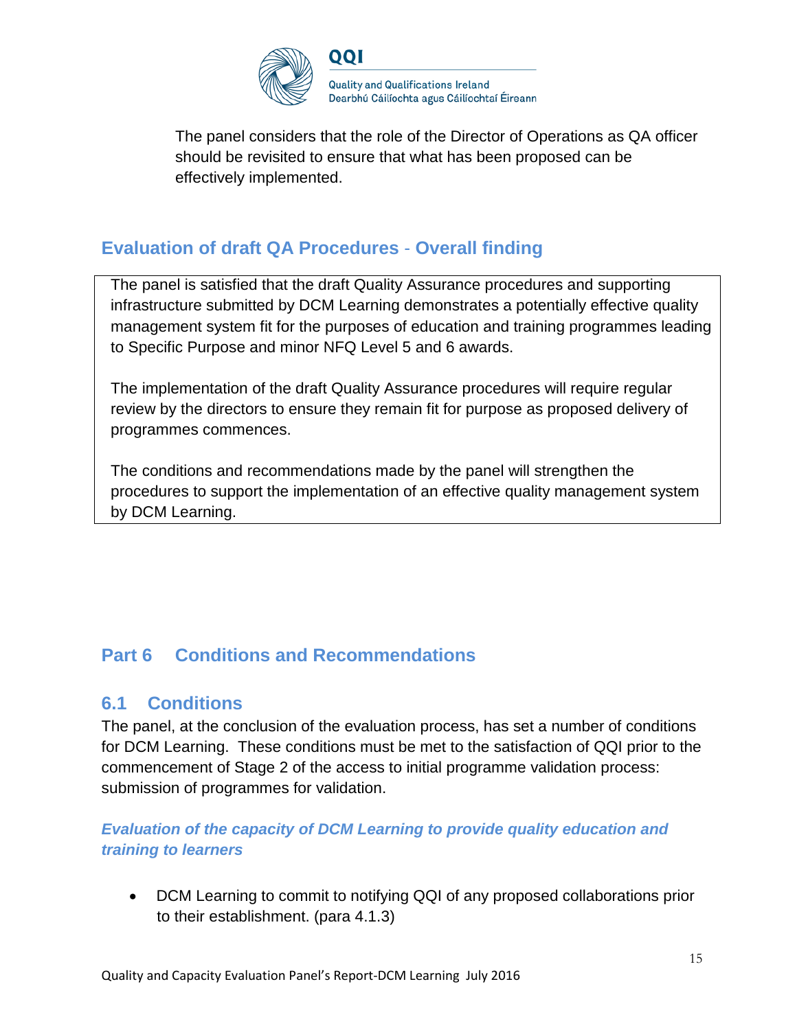The panel considers that the role of the Director of Operations as QA officer should be revisited to ensure that what has been proposed can be effectively implemented.

## Evaluation of draft QA Procedures - Overall finding

The panel is satisfied that the draft Quality Assurance procedures and supporting infrastructure submitted by DCM Learning demonstrates a potentially effective quality management system fit for the purposes of education and training programmes leading to Specific Purpose and minor NFQ Level 5 and 6 awards.

The implementation of the draft Quality Assurance procedures will require regular review by the directors to ensure they remain fit for purpose as proposed delivery of programmes commences.

The conditions and recommendations made by the panel will strengthen the procedures to support the implementation of an effective quality management system by DCM Learning.

# Part 6 Conditions and Recommendations

## 6.1 Conditions

The panel, at the conclusion of the evaluation process, has set a number of conditions for DCM Learning. These conditions must be met to the satisfaction of QQI prior to the commencement of Stage 2 of the access to initial programme validation process: submission of programmes for validation.

### *Evaluation of the capacity of DCM Learning to provide quality education and training to learners*

- DCM Learning to commit to notifying QQI of any proposed collaborations prior to their establishment. (para 4.1.3)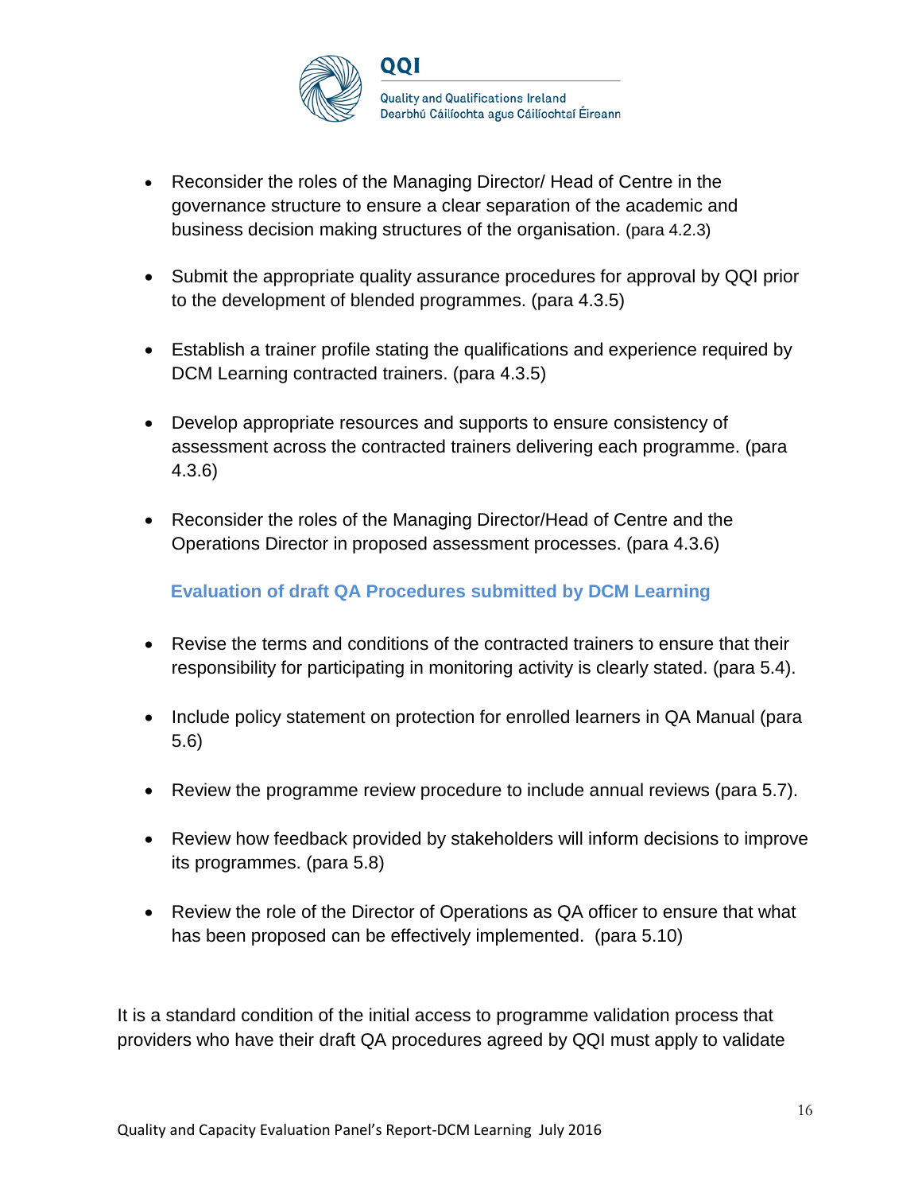- Reconsider the roles of the Managing Director/ Head of Centre in the governance structure to ensure a clear separation of the academic and business decision making structures of the organisation. (para 4.2.3)

- Submit the appropriate quality assurance procedures for approval by QQI prior to the development of blended programmes. (para 4.3.5)

- Establish a trainer profile stating the qualifications and experience required by DCM Learning contracted trainers. (para 4.3.5)

- Develop appropriate resources and supports to ensure consistency of assessment across the contracted trainers delivering each programme. (para 4.3.6)

- Reconsider the roles of the Managing Director/Head of Centre and the Operations Director in proposed assessment processes. (para 4.3.6)

### Evaluation of draft QA Procedures submitted by DCM Learning

- Revise the terms and conditions of the contracted trainers to ensure that their responsibility for participating in monitoring activity is clearly stated. (para 5.4).

- Include policy statement on protection for enrolled learners in QA Manual (para 5.6)

- Review the programme review procedure to include annual reviews (para 5.7).

- Review how feedback provided by stakeholders will inform decisions to improve its programmes. (para 5.8)

- Review the role of the Director of Operations as QA officer to ensure that what has been proposed can be effectively implemented. (para 5.10)

It is a standard condition of the initial access to programme validation process that providers who have their draft QA procedures agreed by QQI must apply to validate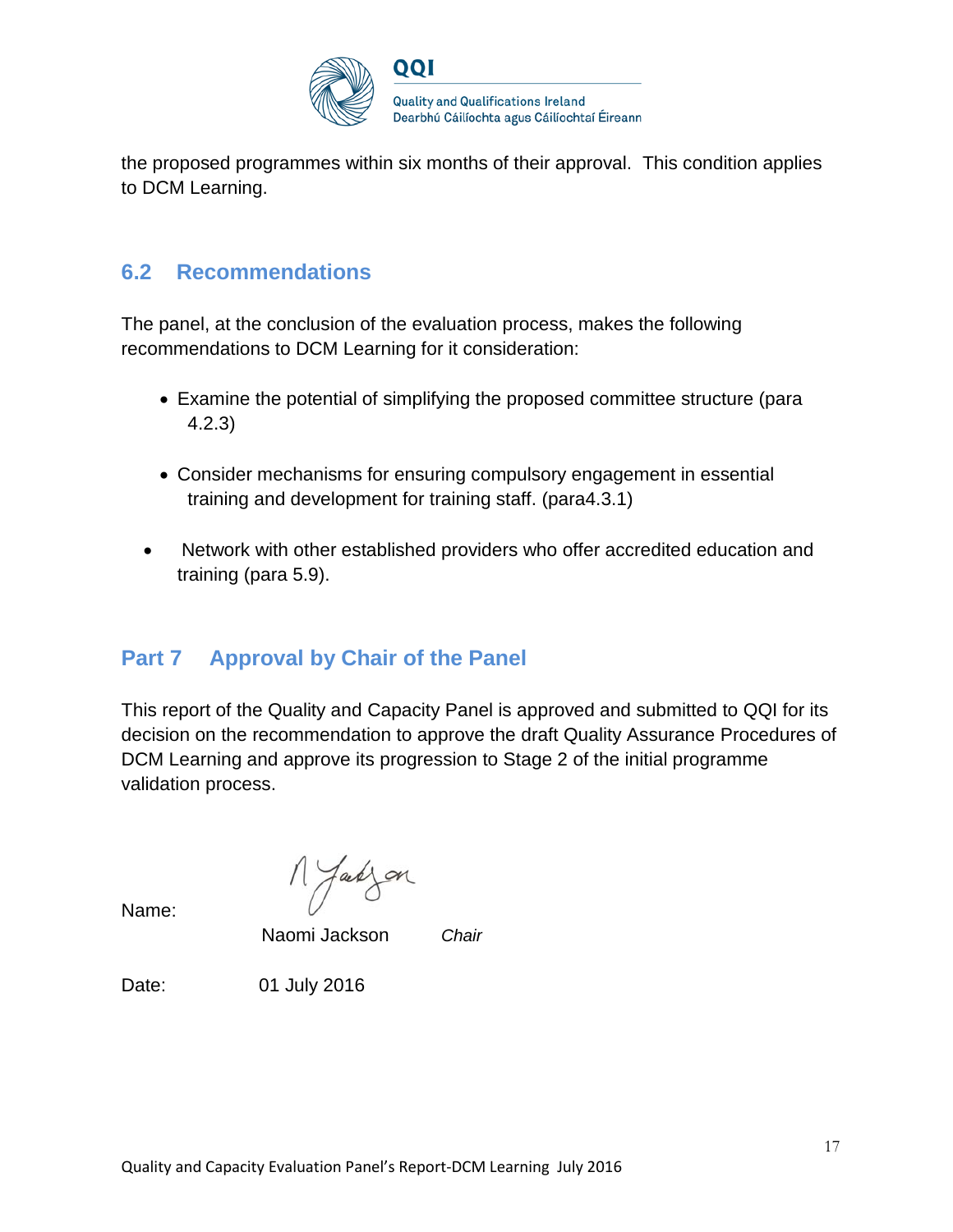the proposed programmes within six months of their approval. This condition applies to DCM Learning.

## 6.2 Recommendations

The panel, at the conclusion of the evaluation process, makes the following recommendations to DCM Learning for it consideration:

- Examine the potential of simplifying the proposed committee structure (para 4.2.3)
- Consider mechanisms for ensuring compulsory engagement in essential training and development for training staff. (para4.3.1)
- Network with other established providers who offer accredited education and training (para 5.9).

# Part 7 Approval by Chair of the Panel

This report of the Quality and Capacity Panel is approved and submitted to QQI for its decision on the recommendation to approve the draft Quality Assurance Procedures of DCM Learning and approve its progression to Stage 2 of the initial programme validation process.

Name: Naomi Jackson *Chair*

Date: 01 July 2016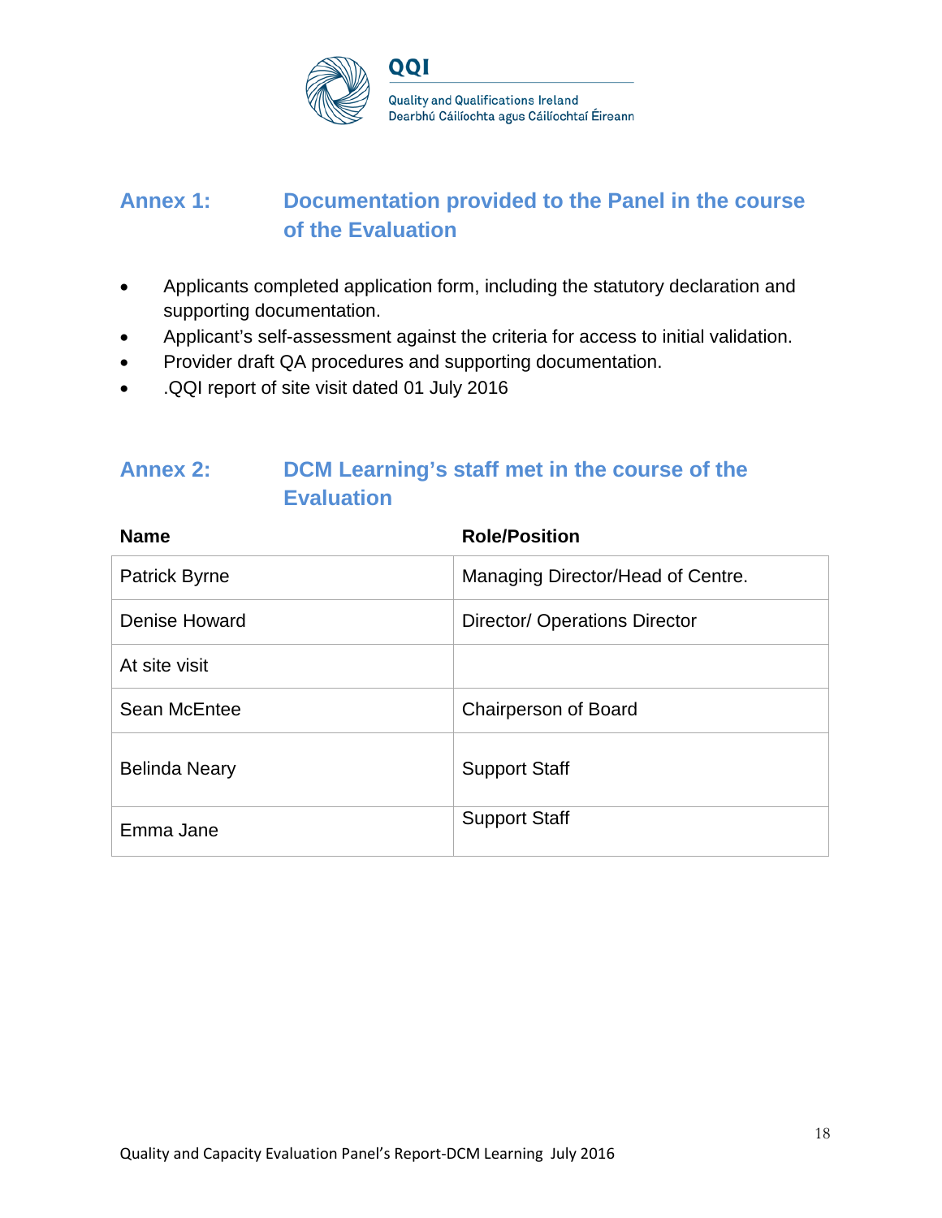## Annex 1: Documentation provided to the Panel in the course of the Evaluation

- Applicants completed application form, including the statutory declaration and supporting documentation.
- Applicant's self-assessment against the criteria for access to initial validation.
- Provider draft QA procedures and supporting documentation.
- .QQI report of site visit dated 01 July 2016

## Annex 2: DCM Learning's staff met in the course of the Evaluation

| Name | Role/Position |
|---|---|
| Patrick Byrne | Managing Director/Head of Centre. |
| Denise Howard | Director/ Operations Director |
| At site visit | |
| Sean McEntee | Chairperson of Board |
| Belinda Neary | Support Staff |
| Emma Jane | Support Staff |